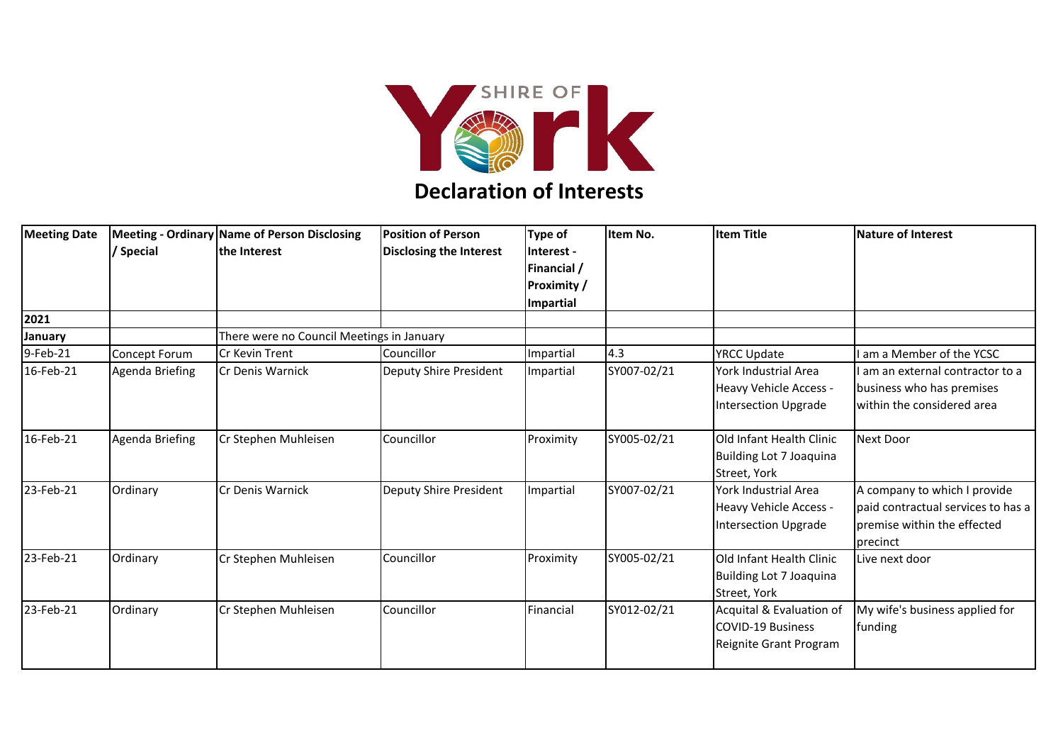# Declaration of Interests

| Meeting Date | Meeting - Ordinary / Special | Name of Person Disclosing the Interest | Position of Person Disclosing the Interest | Type of Interest - Financial / Proximity / Impartial | Item No. | Item Title | Nature of Interest |
|---|---|---|---|---|---|---|---|
| **2021** | | | | | | | |
| **January** | | There were no Council Meetings in January | | | | | |
| 9-Feb-21 | Concept Forum | Cr Kevin Trent | Councillor | Impartial | 4.3 | YRCC Update | I am a Member of the YCSC |
| 16-Feb-21 | Agenda Briefing | Cr Denis Warnick | Deputy Shire President | Impartial | SY007-02/21 | York Industrial Area Heavy Vehicle Access - Intersection Upgrade | I am an external contractor to a business who has premises within the considered area |
| 16-Feb-21 | Agenda Briefing | Cr Stephen Muhleisen | Councillor | Proximity | SY005-02/21 | Old Infant Health Clinic Building Lot 7 Joaquina Street, York | Next Door |
| 23-Feb-21 | Ordinary | Cr Denis Warnick | Deputy Shire President | Impartial | SY007-02/21 | York Industrial Area Heavy Vehicle Access - Intersection Upgrade | A company to which I provide paid contractual services to has a premise within the effected precinct |
| 23-Feb-21 | Ordinary | Cr Stephen Muhleisen | Councillor | Proximity | SY005-02/21 | Old Infant Health Clinic Building Lot 7 Joaquina Street, York | Live next door |
| 23-Feb-21 | Ordinary | Cr Stephen Muhleisen | Councillor | Financial | SY012-02/21 | Acquital & Evaluation of COVID-19 Business Reignite Grant Program | My wife's business applied for funding |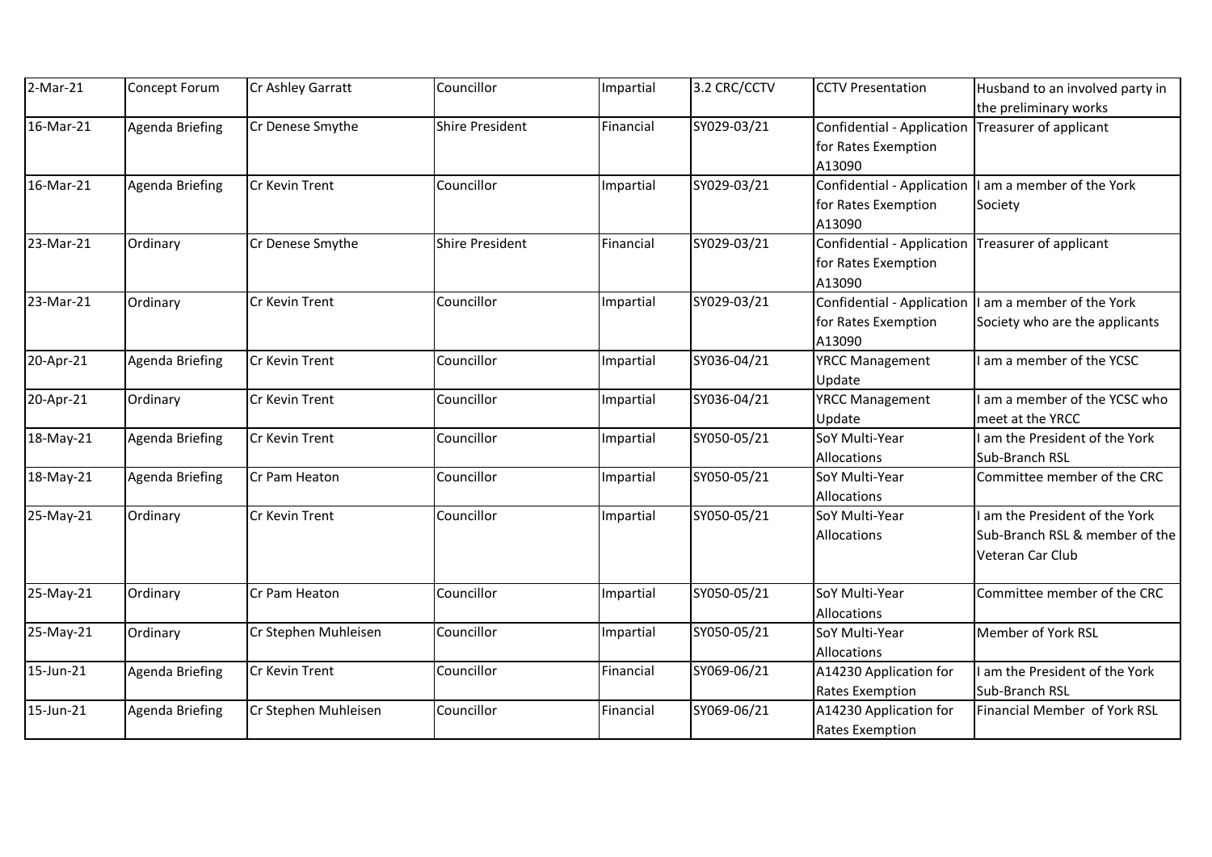| 2-Mar-21 | Concept Forum | Cr Ashley Garratt | Councillor | Impartial | 3.2 CRC/CCTV | CCTV Presentation | Husband to an involved party in the preliminary works |
|---|---|---|---|---|---|---|---|
| 16-Mar-21 | Agenda Briefing | Cr Denese Smythe | Shire President | Financial | SY029-03/21 | Confidential - Application for Rates Exemption A13090 | Treasurer of applicant |
| 16-Mar-21 | Agenda Briefing | Cr Kevin Trent | Councillor | Impartial | SY029-03/21 | Confidential - Application for Rates Exemption A13090 | I am a member of the York Society |
| 23-Mar-21 | Ordinary | Cr Denese Smythe | Shire President | Financial | SY029-03/21 | Confidential - Application for Rates Exemption A13090 | Treasurer of applicant |
| 23-Mar-21 | Ordinary | Cr Kevin Trent | Councillor | Impartial | SY029-03/21 | Confidential - Application for Rates Exemption A13090 | I am a member of the York Society who are the applicants |
| 20-Apr-21 | Agenda Briefing | Cr Kevin Trent | Councillor | Impartial | SY036-04/21 | YRCC Management Update | I am a member of the YCSC |
| 20-Apr-21 | Ordinary | Cr Kevin Trent | Councillor | Impartial | SY036-04/21 | YRCC Management Update | I am a member of the YCSC who meet at the YRCC |
| 18-May-21 | Agenda Briefing | Cr Kevin Trent | Councillor | Impartial | SY050-05/21 | SoY Multi-Year Allocations | I am the President of the York Sub-Branch RSL |
| 18-May-21 | Agenda Briefing | Cr Pam Heaton | Councillor | Impartial | SY050-05/21 | SoY Multi-Year Allocations | Committee member of the CRC |
| 25-May-21 | Ordinary | Cr Kevin Trent | Councillor | Impartial | SY050-05/21 | SoY Multi-Year Allocations | I am the President of the York Sub-Branch RSL & member of the Veteran Car Club |
| 25-May-21 | Ordinary | Cr Pam Heaton | Councillor | Impartial | SY050-05/21 | SoY Multi-Year Allocations | Committee member of the CRC |
| 25-May-21 | Ordinary | Cr Stephen Muhleisen | Councillor | Impartial | SY050-05/21 | SoY Multi-Year Allocations | Member of York RSL |
| 15-Jun-21 | Agenda Briefing | Cr Kevin Trent | Councillor | Financial | SY069-06/21 | A14230 Application for Rates Exemption | I am the President of the York Sub-Branch RSL |
| 15-Jun-21 | Agenda Briefing | Cr Stephen Muhleisen | Councillor | Financial | SY069-06/21 | A14230 Application for Rates Exemption | Financial Member of York RSL |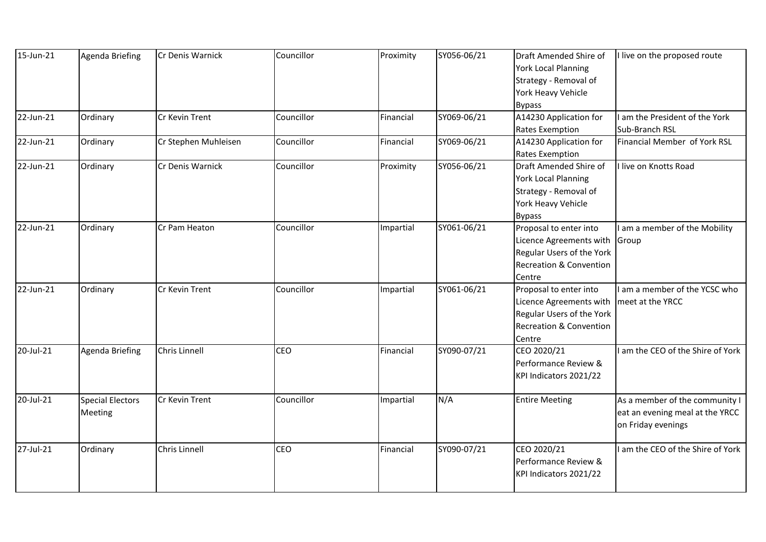| | | | | | | | |
|---|---|---|---|---|---|---|---|
| 15-Jun-21 | Agenda Briefing | Cr Denis Warnick | Councillor | Proximity | SY056-06/21 | Draft Amended Shire of York Local Planning Strategy - Removal of York Heavy Vehicle Bypass | I live on the proposed route |
| 22-Jun-21 | Ordinary | Cr Kevin Trent | Councillor | Financial | SY069-06/21 | A14230 Application for Rates Exemption | I am the President of the York Sub-Branch RSL |
| 22-Jun-21 | Ordinary | Cr Stephen Muhleisen | Councillor | Financial | SY069-06/21 | A14230 Application for Rates Exemption | Financial Member of York RSL |
| 22-Jun-21 | Ordinary | Cr Denis Warnick | Councillor | Proximity | SY056-06/21 | Draft Amended Shire of York Local Planning Strategy - Removal of York Heavy Vehicle Bypass | I live on Knotts Road |
| 22-Jun-21 | Ordinary | Cr Pam Heaton | Councillor | Impartial | SY061-06/21 | Proposal to enter into Licence Agreements with Regular Users of the York Recreation & Convention Centre | I am a member of the Mobility Group |
| 22-Jun-21 | Ordinary | Cr Kevin Trent | Councillor | Impartial | SY061-06/21 | Proposal to enter into Licence Agreements with Regular Users of the York Recreation & Convention Centre | I am a member of the YCSC who meet at the YRCC |
| 20-Jul-21 | Agenda Briefing | Chris Linnell | CEO | Financial | SY090-07/21 | CEO 2020/21 Performance Review & KPI Indicators 2021/22 | I am the CEO of the Shire of York |
| 20-Jul-21 | Special Electors Meeting | Cr Kevin Trent | Councillor | Impartial | N/A | Entire Meeting | As a member of the community I eat an evening meal at the YRCC on Friday evenings |
| 27-Jul-21 | Ordinary | Chris Linnell | CEO | Financial | SY090-07/21 | CEO 2020/21 Performance Review & KPI Indicators 2021/22 | I am the CEO of the Shire of York |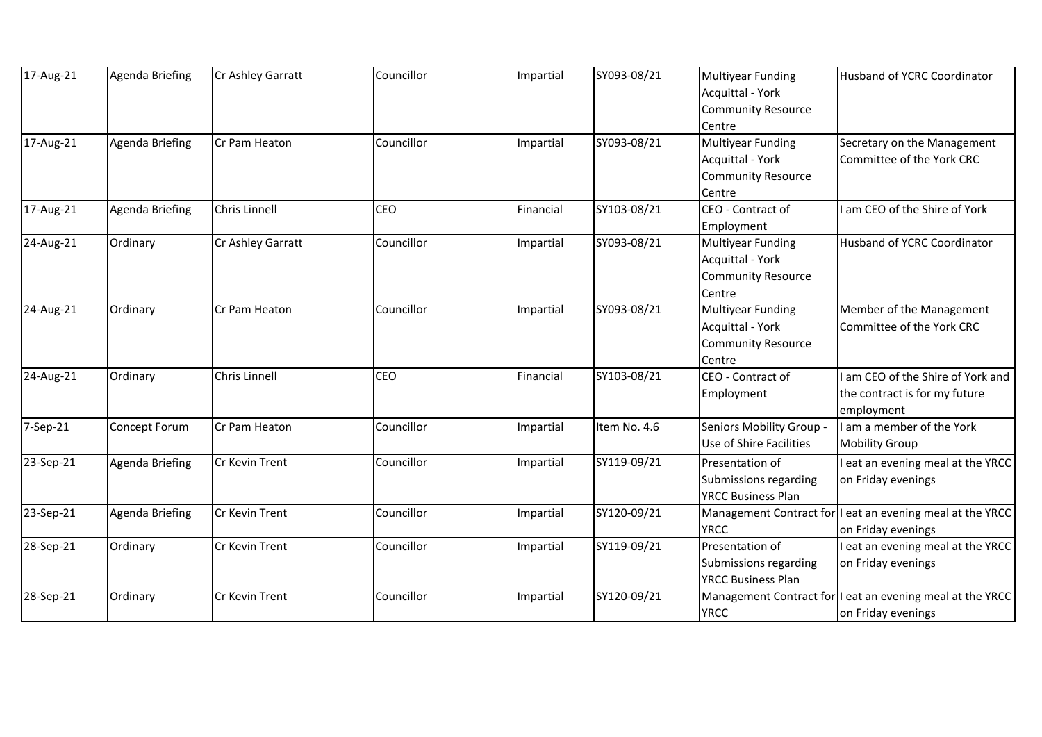| 17-Aug-21 | Agenda Briefing | Cr Ashley Garratt | Councillor | Impartial | SY093-08/21 | Multiyear Funding Acquittal - York Community Resource Centre | Husband of YCRC Coordinator |
|---|---|---|---|---|---|---|---|
| 17-Aug-21 | Agenda Briefing | Cr Pam Heaton | Councillor | Impartial | SY093-08/21 | Multiyear Funding Acquittal - York Community Resource Centre | Secretary on the Management Committee of the York CRC |
| 17-Aug-21 | Agenda Briefing | Chris Linnell | CEO | Financial | SY103-08/21 | CEO - Contract of Employment | I am CEO of the Shire of York |
| 24-Aug-21 | Ordinary | Cr Ashley Garratt | Councillor | Impartial | SY093-08/21 | Multiyear Funding Acquittal - York Community Resource Centre | Husband of YCRC Coordinator |
| 24-Aug-21 | Ordinary | Cr Pam Heaton | Councillor | Impartial | SY093-08/21 | Multiyear Funding Acquittal - York Community Resource Centre | Member of the Management Committee of the York CRC |
| 24-Aug-21 | Ordinary | Chris Linnell | CEO | Financial | SY103-08/21 | CEO - Contract of Employment | I am CEO of the Shire of York and the contract is for my future employment |
| 7-Sep-21 | Concept Forum | Cr Pam Heaton | Councillor | Impartial | Item No. 4.6 | Seniors Mobility Group - Use of Shire Facilities | I am a member of the York Mobility Group |
| 23-Sep-21 | Agenda Briefing | Cr Kevin Trent | Councillor | Impartial | SY119-09/21 | Presentation of Submissions regarding YRCC Business Plan | I eat an evening meal at the YRCC on Friday evenings |
| 23-Sep-21 | Agenda Briefing | Cr Kevin Trent | Councillor | Impartial | SY120-09/21 | Management Contract for YRCC | I eat an evening meal at the YRCC on Friday evenings |
| 28-Sep-21 | Ordinary | Cr Kevin Trent | Councillor | Impartial | SY119-09/21 | Presentation of Submissions regarding YRCC Business Plan | I eat an evening meal at the YRCC on Friday evenings |
| 28-Sep-21 | Ordinary | Cr Kevin Trent | Councillor | Impartial | SY120-09/21 | Management Contract for YRCC | I eat an evening meal at the YRCC on Friday evenings |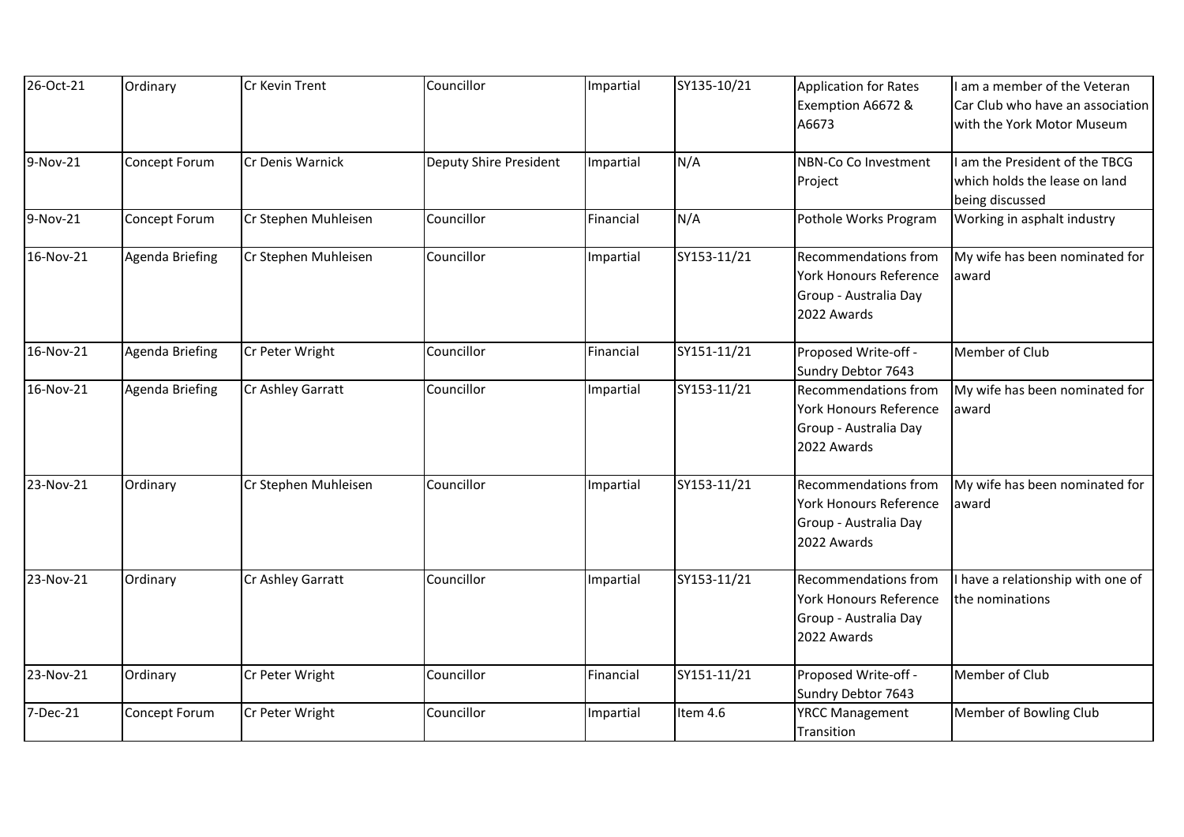| 26-Oct-21 | Ordinary | Cr Kevin Trent | Councillor | Impartial | SY135-10/21 | Application for Rates Exemption A6672 & A6673 | I am a member of the Veteran Car Club who have an association with the York Motor Museum |
|---|---|---|---|---|---|---|---|
| 9-Nov-21 | Concept Forum | Cr Denis Warnick | Deputy Shire President | Impartial | N/A | NBN-Co Co Investment Project | I am the President of the TBCG which holds the lease on land being discussed |
| 9-Nov-21 | Concept Forum | Cr Stephen Muhleisen | Councillor | Financial | N/A | Pothole Works Program | Working in asphalt industry |
| 16-Nov-21 | Agenda Briefing | Cr Stephen Muhleisen | Councillor | Impartial | SY153-11/21 | Recommendations from York Honours Reference Group - Australia Day 2022 Awards | My wife has been nominated for award |
| 16-Nov-21 | Agenda Briefing | Cr Peter Wright | Councillor | Financial | SY151-11/21 | Proposed Write-off - Sundry Debtor 7643 | Member of Club |
| 16-Nov-21 | Agenda Briefing | Cr Ashley Garratt | Councillor | Impartial | SY153-11/21 | Recommendations from York Honours Reference Group - Australia Day 2022 Awards | My wife has been nominated for award |
| 23-Nov-21 | Ordinary | Cr Stephen Muhleisen | Councillor | Impartial | SY153-11/21 | Recommendations from York Honours Reference Group - Australia Day 2022 Awards | My wife has been nominated for award |
| 23-Nov-21 | Ordinary | Cr Ashley Garratt | Councillor | Impartial | SY153-11/21 | Recommendations from York Honours Reference Group - Australia Day 2022 Awards | I have a relationship with one of the nominations |
| 23-Nov-21 | Ordinary | Cr Peter Wright | Councillor | Financial | SY151-11/21 | Proposed Write-off - Sundry Debtor 7643 | Member of Club |
| 7-Dec-21 | Concept Forum | Cr Peter Wright | Councillor | Impartial | Item 4.6 | YRCC Management Transition | Member of Bowling Club |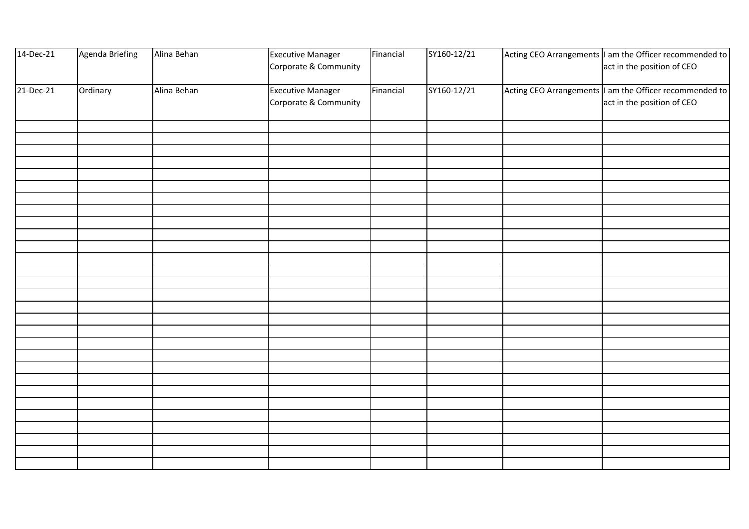| | | | | | | | |
|---|---|---|---|---|---|---|---|
| 14-Dec-21 | Agenda Briefing | Alina Behan | Executive Manager Corporate & Community | Financial | SY160-12/21 | Acting CEO Arrangements | I am the Officer recommended to act in the position of CEO |
| 21-Dec-21 | Ordinary | Alina Behan | Executive Manager Corporate & Community | Financial | SY160-12/21 | Acting CEO Arrangements | I am the Officer recommended to act in the position of CEO |
| | | | | | | | |
| | | | | | | | |
| | | | | | | | |
| | | | | | | | |
| | | | | | | | |
| | | | | | | | |
| | | | | | | | |
| | | | | | | | |
| | | | | | | | |
| | | | | | | | |
| | | | | | | | |
| | | | | | | | |
| | | | | | | | |
| | | | | | | | |
| | | | | | | | |
| | | | | | | | |
| | | | | | | | |
| | | | | | | | |
| | | | | | | | |
| | | | | | | | |
| | | | | | | | |
| | | | | | | | |
| | | | | | | | |
| | | | | | | | |
| | | | | | | | |
| | | | | | | | |
| | | | | | | | |
| | | | | | | | |